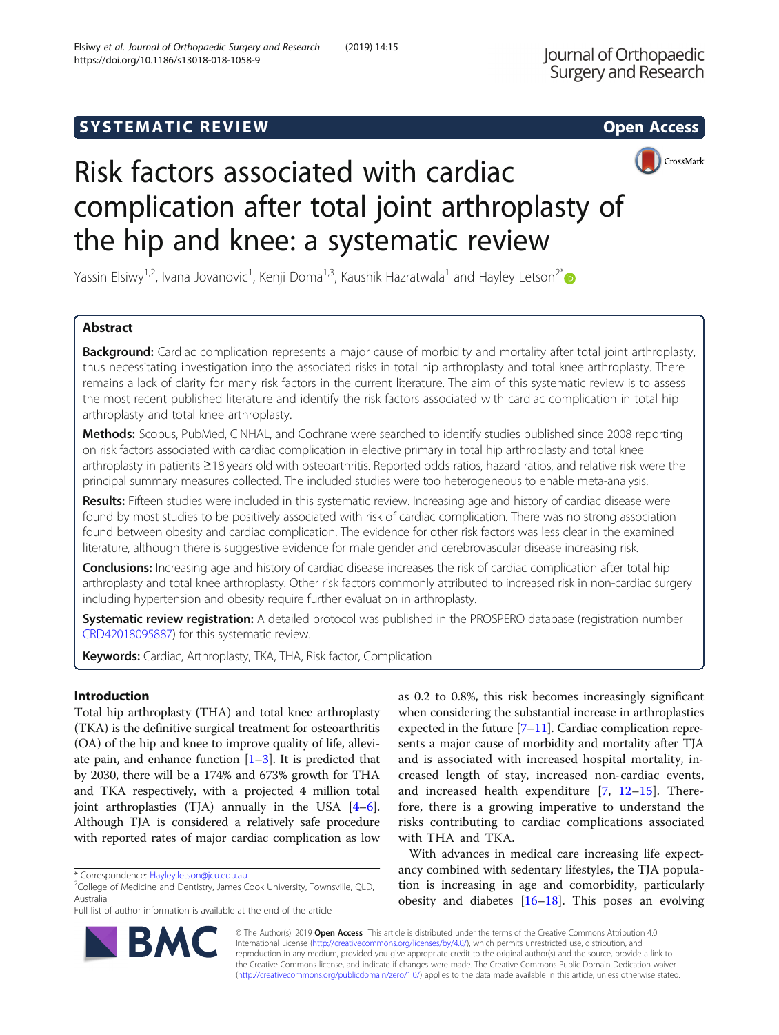SYSTEMATIC REVIEW

Open Access

# Risk factors associated with cardiac complication after total joint arthroplasty of the hip and knee: a systematic review

Yassin Elsiwy[1,2], Ivana Jovanovic[1], Kenji Doma[1,3], Kaushik Hazratwala[1] and Hayley Letson[2*]

## Abstract

**Background:** Cardiac complication represents a major cause of morbidity and mortality after total joint arthroplasty, thus necessitating investigation into the associated risks in total hip arthroplasty and total knee arthroplasty. There remains a lack of clarity for many risk factors in the current literature. The aim of this systematic review is to assess the most recent published literature and identify the risk factors associated with cardiac complication in total hip arthroplasty and total knee arthroplasty.

**Methods:** Scopus, PubMed, CINHAL, and Cochrane were searched to identify studies published since 2008 reporting on risk factors associated with cardiac complication in elective primary in total hip arthroplasty and total knee arthroplasty in patients ≥18 years old with osteoarthritis. Reported odds ratios, hazard ratios, and relative risk were the principal summary measures collected. The included studies were too heterogeneous to enable meta-analysis.

**Results:** Fifteen studies were included in this systematic review. Increasing age and history of cardiac disease were found by most studies to be positively associated with risk of cardiac complication. There was no strong association found between obesity and cardiac complication. The evidence for other risk factors was less clear in the examined literature, although there is suggestive evidence for male gender and cerebrovascular disease increasing risk.

**Conclusions:** Increasing age and history of cardiac disease increases the risk of cardiac complication after total hip arthroplasty and total knee arthroplasty. Other risk factors commonly attributed to increased risk in non-cardiac surgery including hypertension and obesity require further evaluation in arthroplasty.

**Systematic review registration:** A detailed protocol was published in the PROSPERO database (registration number CRD42018095887) for this systematic review.

**Keywords:** Cardiac, Arthroplasty, TKA, THA, Risk factor, Complication

## Introduction

Total hip arthroplasty (THA) and total knee arthroplasty (TKA) is the definitive surgical treatment for osteoarthritis (OA) of the hip and knee to improve quality of life, alleviate pain, and enhance function [1–3]. It is predicted that by 2030, there will be a 174% and 673% growth for THA and TKA respectively, with a projected 4 million total joint arthroplasties (TJA) annually in the USA [4–6]. Although TJA is considered a relatively safe procedure with reported rates of major cardiac complication as low as 0.2 to 0.8%, this risk becomes increasingly significant when considering the substantial increase in arthroplasties expected in the future [7–11]. Cardiac complication represents a major cause of morbidity and mortality after TJA and is associated with increased hospital mortality, increased length of stay, increased non-cardiac events, and increased health expenditure [7, 12–15]. Therefore, there is a growing imperative to understand the risks contributing to cardiac complications associated with THA and TKA.

With advances in medical care increasing life expectancy combined with sedentary lifestyles, the TJA population is increasing in age and comorbidity, particularly obesity and diabetes [16–18]. This poses an evolving

\* Correspondence: Hayley.letson@jcu.edu.au
[2]College of Medicine and Dentistry, James Cook University, Townsville, QLD, Australia
Full list of author information is available at the end of the article

© The Author(s). 2019 **Open Access** This article is distributed under the terms of the Creative Commons Attribution 4.0 International License (http://creativecommons.org/licenses/by/4.0/), which permits unrestricted use, distribution, and reproduction in any medium, provided you give appropriate credit to the original author(s) and the source, provide a link to the Creative Commons license, and indicate if changes were made. The Creative Commons Public Domain Dedication waiver (http://creativecommons.org/publicdomain/zero/1.0/) applies to the data made available in this article, unless otherwise stated.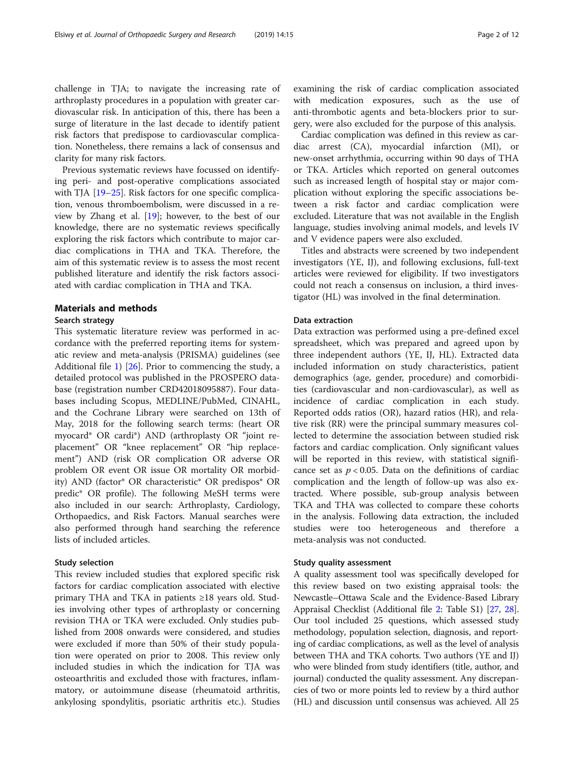challenge in TJA; to navigate the increasing rate of arthroplasty procedures in a population with greater cardiovascular risk. In anticipation of this, there has been a surge of literature in the last decade to identify patient risk factors that predispose to cardiovascular complication. Nonetheless, there remains a lack of consensus and clarity for many risk factors.

Previous systematic reviews have focussed on identifying peri- and post-operative complications associated with TJA [19–25]. Risk factors for one specific complication, venous thromboembolism, were discussed in a review by Zhang et al. [19]; however, to the best of our knowledge, there are no systematic reviews specifically exploring the risk factors which contribute to major cardiac complications in THA and TKA. Therefore, the aim of this systematic review is to assess the most recent published literature and identify the risk factors associated with cardiac complication in THA and TKA.

## Materials and methods

### Search strategy

This systematic literature review was performed in accordance with the preferred reporting items for systematic review and meta-analysis (PRISMA) guidelines (see Additional file 1) [26]. Prior to commencing the study, a detailed protocol was published in the PROSPERO database (registration number CRD42018095887). Four databases including Scopus, MEDLINE/PubMed, CINAHL, and the Cochrane Library were searched on 13th of May, 2018 for the following search terms: (heart OR myocard* OR cardi*) AND (arthroplasty OR "joint replacement" OR "knee replacement" OR "hip replacement") AND (risk OR complication OR adverse OR problem OR event OR issue OR mortality OR morbidity) AND (factor* OR characteristic* OR predispos* OR predic* OR profile). The following MeSH terms were also included in our search: Arthroplasty, Cardiology, Orthopaedics, and Risk Factors. Manual searches were also performed through hand searching the reference lists of included articles.

### Study selection

This review included studies that explored specific risk factors for cardiac complication associated with elective primary THA and TKA in patients ≥18 years old. Studies involving other types of arthroplasty or concerning revision THA or TKA were excluded. Only studies published from 2008 onwards were considered, and studies were excluded if more than 50% of their study population were operated on prior to 2008. This review only included studies in which the indication for TJA was osteoarthritis and excluded those with fractures, inflammatory, or autoimmune disease (rheumatoid arthritis, ankylosing spondylitis, psoriatic arthritis etc.). Studies examining the risk of cardiac complication associated with medication exposures, such as the use of anti-thrombotic agents and beta-blockers prior to surgery, were also excluded for the purpose of this analysis.

Cardiac complication was defined in this review as cardiac arrest (CA), myocardial infarction (MI), or new-onset arrhythmia, occurring within 90 days of THA or TKA. Articles which reported on general outcomes such as increased length of hospital stay or major complication without exploring the specific associations between a risk factor and cardiac complication were excluded. Literature that was not available in the English language, studies involving animal models, and levels IV and V evidence papers were also excluded.

Titles and abstracts were screened by two independent investigators (YE, IJ), and following exclusions, full-text articles were reviewed for eligibility. If two investigators could not reach a consensus on inclusion, a third investigator (HL) was involved in the final determination.

### Data extraction

Data extraction was performed using a pre-defined excel spreadsheet, which was prepared and agreed upon by three independent authors (YE, IJ, HL). Extracted data included information on study characteristics, patient demographics (age, gender, procedure) and comorbidities (cardiovascular and non-cardiovascular), as well as incidence of cardiac complication in each study. Reported odds ratios (OR), hazard ratios (HR), and relative risk (RR) were the principal summary measures collected to determine the association between studied risk factors and cardiac complication. Only significant values will be reported in this review, with statistical significance set as $p < 0.05$. Data on the definitions of cardiac complication and the length of follow-up was also extracted. Where possible, sub-group analysis between TKA and THA was collected to compare these cohorts in the analysis. Following data extraction, the included studies were too heterogeneous and therefore a meta-analysis was not conducted.

### Study quality assessment

A quality assessment tool was specifically developed for this review based on two existing appraisal tools: the Newcastle–Ottawa Scale and the Evidence-Based Library Appraisal Checklist (Additional file 2: Table S1) [27, 28]. Our tool included 25 questions, which assessed study methodology, population selection, diagnosis, and reporting of cardiac complications, as well as the level of analysis between THA and TKA cohorts. Two authors (YE and IJ) who were blinded from study identifiers (title, author, and journal) conducted the quality assessment. Any discrepancies of two or more points led to review by a third author (HL) and discussion until consensus was achieved. All 25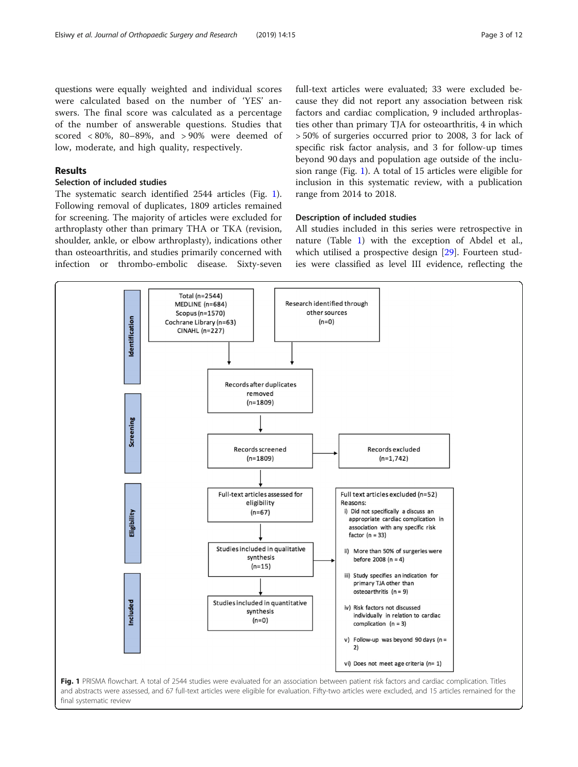questions were equally weighted and individual scores were calculated based on the number of 'YES' answers. The final score was calculated as a percentage of the number of answerable questions. Studies that scored < 80%, 80–89%, and > 90% were deemed of low, moderate, and high quality, respectively.

## Results

### Selection of included studies

The systematic search identified 2544 articles (Fig. 1). Following removal of duplicates, 1809 articles remained for screening. The majority of articles were excluded for arthroplasty other than primary THA or TKA (revision, shoulder, ankle, or elbow arthroplasty), indications other than osteoarthritis, and studies primarily concerned with infection or thrombo-embolic disease. Sixty-seven full-text articles were evaluated; 33 were excluded because they did not report any association between risk factors and cardiac complication, 9 included arthroplasties other than primary TJA for osteoarthritis, 4 in which > 50% of surgeries occurred prior to 2008, 3 for lack of specific risk factor analysis, and 3 for follow-up times beyond 90 days and population age outside of the inclusion range (Fig. 1). A total of 15 articles were eligible for inclusion in this systematic review, with a publication range from 2014 to 2018.

### Description of included studies

All studies included in this series were retrospective in nature (Table 1) with the exception of Abdel et al., which utilised a prospective design [29]. Fourteen studies were classified as level III evidence, reflecting the

**Identification**

Total (n=2544)
MEDLINE (n=684)
Scopus (n=1570)
Cochrane Library (n=63)
CINAHL (n=227)

Research identified through other sources (n=0)

Records after duplicates removed (n=1809)

**Screening**

Records screened (n=1809) → Records excluded (n=1,742)

**Eligibility**

Full-text articles assessed for eligibility (n=67)

Studies included in qualitative synthesis (n=15)

Full text articles excluded (n=52)
Reasons:
i) Did not specifically a discuss an appropriate cardiac complication in association with any specific risk factor (n = 33)
ii) More than 50% of surgeries were before 2008 (n = 4)
iii) Study specifies an indication for primary TJA other than osteoarthritis (n = 9)
iv) Risk factors not discussed individually in relation to cardiac complication (n = 3)
v) Follow-up was beyond 90 days (n = 2)
vi) Does not meet age criteria (n= 1)

**Included**

Studies included in quantitative synthesis (n=0)

**Fig. 1** PRISMA flowchart. A total of 2544 studies were evaluated for an association between patient risk factors and cardiac complication. Titles and abstracts were assessed, and 67 full-text articles were eligible for evaluation. Fifty-two articles were excluded, and 15 articles remained for the final systematic review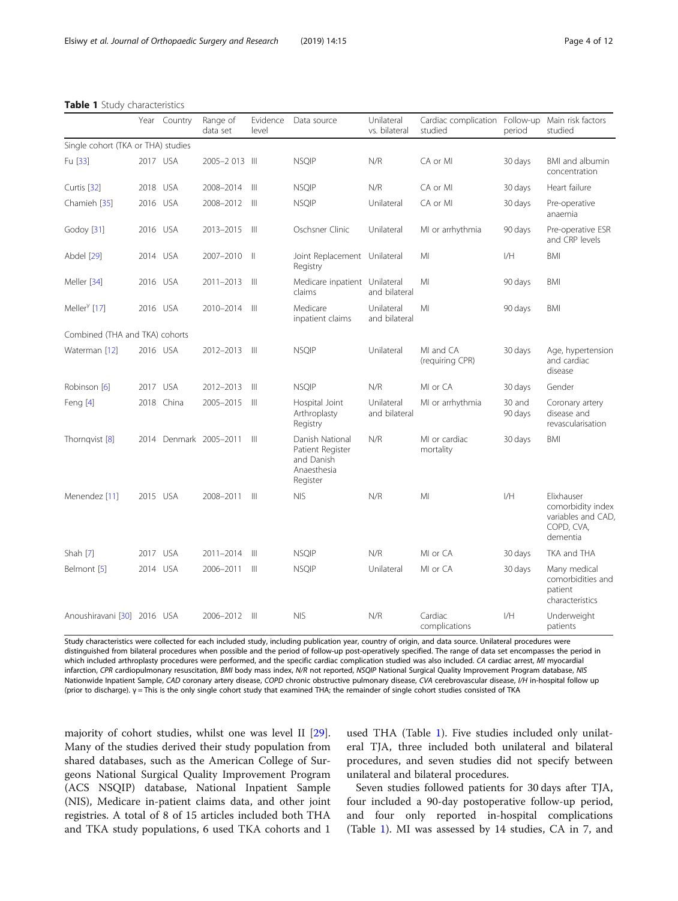**Table 1** Study characteristics

| | Year | Country | Range of data set | Evidence level | Data source | Unilateral vs. bilateral | Cardiac complication studied | Follow-up period | Main risk factors studied |
|---|---|---|---|---|---|---|---|---|---|
| Single cohort (TKA or THA) studies | | | | | | | | | |
| Fu [33] | 2017 | USA | 2005–2 013 | III | NSQIP | N/R | CA or MI | 30 days | BMI and albumin concentration |
| Curtis [32] | 2018 | USA | 2008–2014 | III | NSQIP | N/R | CA or MI | 30 days | Heart failure |
| Chamieh [35] | 2016 | USA | 2008–2012 | III | NSQIP | Unilateral | CA or MI | 30 days | Pre-operative anaemia |
| Godoy [31] | 2016 | USA | 2013–2015 | III | Oschsner Clinic | Unilateral | MI or arrhythmia | 90 days | Pre-operative ESR and CRP levels |
| Abdel [29] | 2014 | USA | 2007–2010 | II | Joint Replacement Registry | Unilateral | MI | I/H | BMI |
| Meller [34] | 2016 | USA | 2011–2013 | III | Medicare inpatient claims | Unilateral and bilateral | MI | 90 days | BMI |
| Meller[γ] [17] | 2016 | USA | 2010–2014 | III | Medicare inpatient claims | Unilateral and bilateral | MI | 90 days | BMI |
| Combined (THA and TKA) cohorts | | | | | | | | | |
| Waterman [12] | 2016 | USA | 2012–2013 | III | NSQIP | Unilateral | MI and CA (requiring CPR) | 30 days | Age, hypertension and cardiac disease |
| Robinson [6] | 2017 | USA | 2012–2013 | III | NSQIP | N/R | MI or CA | 30 days | Gender |
| Feng [4] | 2018 | China | 2005–2015 | III | Hospital Joint Arthroplasty Registry | Unilateral and bilateral | MI or arrhythmia | 30 and 90 days | Coronary artery disease and revascularisation |
| Thornqvist [8] | 2014 | Denmark | 2005–2011 | III | Danish National Patient Register and Danish Anaesthesia Register | N/R | MI or cardiac mortality | 30 days | BMI |
| Menendez [11] | 2015 | USA | 2008–2011 | III | NIS | N/R | MI | I/H | Elixhauser comorbidity index variables and CAD, COPD, CVA, dementia |
| Shah [7] | 2017 | USA | 2011–2014 | III | NSQIP | N/R | MI or CA | 30 days | TKA and THA |
| Belmont [5] | 2014 | USA | 2006–2011 | III | NSQIP | Unilateral | MI or CA | 30 days | Many medical comorbidities and patient characteristics |
| Anoushiravani [30] | 2016 | USA | 2006–2012 | III | NIS | N/R | Cardiac complications | I/H | Underweight patients |

Study characteristics were collected for each included study, including publication year, country of origin, and data source. Unilateral procedures were distinguished from bilateral procedures when possible and the period of follow-up post-operatively specified. The range of data set encompasses the period in which included arthroplasty procedures were performed, and the specific cardiac complication studied was also included. *CA* cardiac arrest, *MI* myocardial infarction, *CPR* cardiopulmonary resuscitation, *BMI* body mass index, *N/R* not reported, *NSQIP* National Surgical Quality Improvement Program database, *NIS* Nationwide Inpatient Sample, *CAD* coronary artery disease, *COPD* chronic obstructive pulmonary disease, *CVA* cerebrovascular disease, *I/H* in-hospital follow up (prior to discharge). γ = This is the only single cohort study that examined THA; the remainder of single cohort studies consisted of TKA

majority of cohort studies, whilst one was level II [29]. Many of the studies derived their study population from shared databases, such as the American College of Surgeons National Surgical Quality Improvement Program (ACS NSQIP) database, National Inpatient Sample (NIS), Medicare in-patient claims data, and other joint registries. A total of 8 of 15 articles included both THA and TKA study populations, 6 used TKA cohorts and 1 used THA (Table 1). Five studies included only unilateral TJA, three included both unilateral and bilateral procedures, and seven studies did not specify between unilateral and bilateral procedures.

Seven studies followed patients for 30 days after TJA, four included a 90-day postoperative follow-up period, and four only reported in-hospital complications (Table 1). MI was assessed by 14 studies, CA in 7, and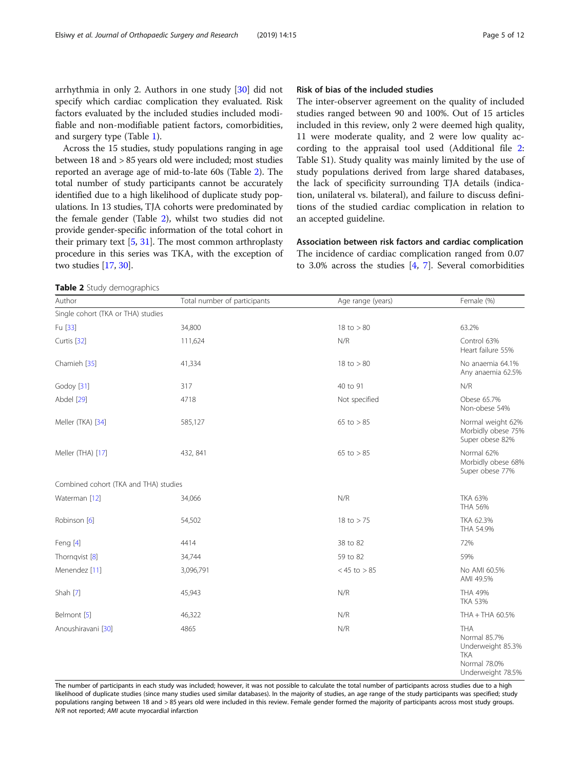arrhythmia in only 2. Authors in one study [30] did not specify which cardiac complication they evaluated. Risk factors evaluated by the included studies included modifiable and non-modifiable patient factors, comorbidities, and surgery type (Table 1).

Across the 15 studies, study populations ranging in age between 18 and > 85 years old were included; most studies reported an average age of mid-to-late 60s (Table 2). The total number of study participants cannot be accurately identified due to a high likelihood of duplicate study populations. In 13 studies, TJA cohorts were predominated by the female gender (Table 2), whilst two studies did not provide gender-specific information of the total cohort in their primary text [5, 31]. The most common arthroplasty procedure in this series was TKA, with the exception of two studies [17, 30].

**Table 2** Study demographics

| Author | Total number of participants | Age range (years) | Female (%) |
|---|---|---|---|
| Single cohort (TKA or THA) studies | | | |
| Fu [33] | 34,800 | 18 to > 80 | 63.2% |
| Curtis [32] | 111,624 | N/R | Control 63%<br>Heart failure 55% |
| Chamieh [35] | 41,334 | 18 to > 80 | No anaemia 64.1%<br>Any anaemia 62.5% |
| Godoy [31] | 317 | 40 to 91 | N/R |
| Abdel [29] | 4718 | Not specified | Obese 65.7%<br>Non-obese 54% |
| Meller (TKA) [34] | 585,127 | 65 to > 85 | Normal weight 62%<br>Morbidly obese 75%<br>Super obese 82% |
| Meller (THA) [17] | 432, 841 | 65 to > 85 | Normal 62%<br>Morbidly obese 68%<br>Super obese 77% |
| Combined cohort (TKA and THA) studies | | | |
| Waterman [12] | 34,066 | N/R | TKA 63%<br>THA 56% |
| Robinson [6] | 54,502 | 18 to > 75 | TKA 62.3%<br>THA 54.9% |
| Feng [4] | 4414 | 38 to 82 | 72% |
| Thornqvist [8] | 34,744 | 59 to 82 | 59% |
| Menendez [11] | 3,096,791 | < 45 to > 85 | No AMI 60.5%<br>AMI 49.5% |
| Shah [7] | 45,943 | N/R | THA 49%<br>TKA 53% |
| Belmont [5] | 46,322 | N/R | THA + THA 60.5% |
| Anoushiravani [30] | 4865 | N/R | THA<br>Normal 85.7%<br>Underweight 85.3%<br>TKA<br>Normal 78.0%<br>Underweight 78.5% |

The number of participants in each study was included; however, it was not possible to calculate the total number of participants across studies due to a high likelihood of duplicate studies (since many studies used similar databases). In the majority of studies, an age range of the study participants was specified; study populations ranging between 18 and > 85 years old were included in this review. Female gender formed the majority of participants across most study groups. *N/R* not reported; *AMI* acute myocardial infarction

### Risk of bias of the included studies

The inter-observer agreement on the quality of included studies ranged between 90 and 100%. Out of 15 articles included in this review, only 2 were deemed high quality, 11 were moderate quality, and 2 were low quality according to the appraisal tool used (Additional file 2: Table S1). Study quality was mainly limited by the use of study populations derived from large shared databases, the lack of specificity surrounding TJA details (indication, unilateral vs. bilateral), and failure to discuss definitions of the studied cardiac complication in relation to an accepted guideline.

### Association between risk factors and cardiac complication

The incidence of cardiac complication ranged from 0.07 to 3.0% across the studies [4, 7]. Several comorbidities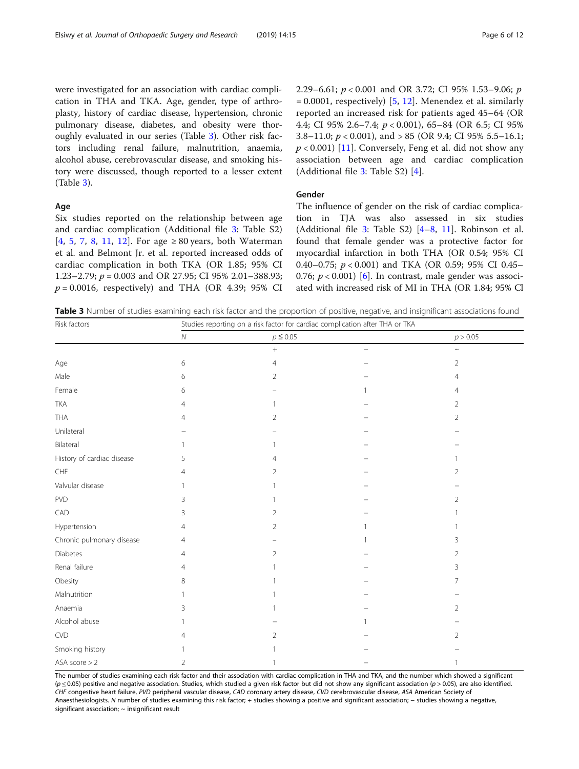were investigated for an association with cardiac complication in THA and TKA. Age, gender, type of arthroplasty, history of cardiac disease, hypertension, chronic pulmonary disease, diabetes, and obesity were thoroughly evaluated in our series (Table 3). Other risk factors including renal failure, malnutrition, anaemia, alcohol abuse, cerebrovascular disease, and smoking history were discussed, though reported to a lesser extent (Table 3).

### Age

Six studies reported on the relationship between age and cardiac complication (Additional file 3: Table S2) [4, 5, 7, 8, 11, 12]. For age ≥ 80 years, both Waterman et al. and Belmont Jr. et al. reported increased odds of cardiac complication in both TKA (OR 1.85; 95% CI 1.23–2.79; $p = 0.003$ and OR 27.95; CI 95% 2.01–388.93; $p = 0.0016$, respectively) and THA (OR 4.39; 95% CI 2.29–6.61; $p < 0.001$ and OR 3.72; CI 95% 1.53–9.06; $p = 0.0001$, respectively) [5, 12]. Menendez et al. similarly reported an increased risk for patients aged 45–64 (OR 4.4; CI 95% 2.6–7.4; $p < 0.001$), 65–84 (OR 6.5; CI 95% 3.8–11.0; $p < 0.001$), and > 85 (OR 9.4; CI 95% 5.5–16.1; $p < 0.001$) [11]. Conversely, Feng et al. did not show any association between age and cardiac complication (Additional file 3: Table S2) [4].

### Gender

The influence of gender on the risk of cardiac complication in TJA was also assessed in six studies (Additional file 3: Table S2) [4–8, 11]. Robinson et al. found that female gender was a protective factor for myocardial infarction in both THA (OR 0.54; 95% CI 0.40–0.75; $p < 0.001$) and TKA (OR 0.59; 95% CI 0.45–0.76; $p < 0.001$) [6]. In contrast, male gender was associated with increased risk of MI in THA (OR 1.84; 95% Cl

**Table 3** Number of studies examining each risk factor and the proportion of positive, negative, and insignificant associations found

| Risk factors | Studies reporting on a risk factor for cardiac complication after THA or TKA | | | |
|---|---|---|---|---|
| | *N* | $p \leq 0.05$ | | $p > 0.05$ |
| | | + | – | ~ |
| Age | 6 | 4 | – | 2 |
| Male | 6 | 2 | – | 4 |
| Female | 6 | – | 1 | 4 |
| TKA | 4 | 1 | – | 2 |
| THA | 4 | 2 | – | 2 |
| Unilateral | – | – | – | – |
| Bilateral | 1 | 1 | – | – |
| History of cardiac disease | 5 | 4 | – | 1 |
| CHF | 4 | 2 | – | 2 |
| Valvular disease | 1 | 1 | – | – |
| PVD | 3 | 1 | – | 2 |
| CAD | 3 | 2 | – | 1 |
| Hypertension | 4 | 2 | 1 | 1 |
| Chronic pulmonary disease | 4 | – | 1 | 3 |
| Diabetes | 4 | 2 | – | 2 |
| Renal failure | 4 | 1 | – | 3 |
| Obesity | 8 | 1 | – | 7 |
| Malnutrition | 1 | 1 | – | – |
| Anaemia | 3 | 1 | – | 2 |
| Alcohol abuse | 1 | – | 1 | – |
| CVD | 4 | 2 | – | 2 |
| Smoking history | 1 | 1 | – | – |
| ASA score > 2 | 2 | 1 | – | 1 |

The number of studies examining each risk factor and their association with cardiac complication in THA and TKA, and the number which showed a significant ($p \leq 0.05$) positive and negative association. Studies, which studied a given risk factor but did not show any significant association ($p > 0.05$), are also identified. *CHF* congestive heart failure, *PVD* peripheral vascular disease, *CAD* coronary artery disease, *CVD* cerebrovascular disease, *ASA* American Society of Anaesthesiologists. *N* number of studies examining this risk factor; + studies showing a positive and significant association; – studies showing a negative, significant association; ~ insignificant result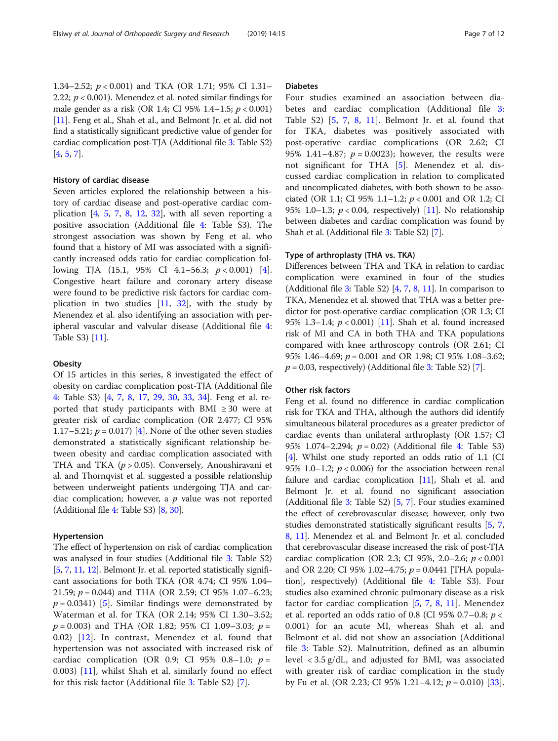1.34–2.52; $p < 0.001$) and TKA (OR 1.71; 95% Cl 1.31–2.22; $p < 0.001$). Menendez et al. noted similar findings for male gender as a risk (OR 1.4; CI 95% 1.4–1.5; $p < 0.001$) [11]. Feng et al., Shah et al., and Belmont Jr. et al. did not find a statistically significant predictive value of gender for cardiac complication post-TJA (Additional file 3: Table S2) [4, 5, 7].

### History of cardiac disease

Seven articles explored the relationship between a history of cardiac disease and post-operative cardiac complication [4, 5, 7, 8, 12, 32], with all seven reporting a positive association (Additional file 4: Table S3). The strongest association was shown by Feng et al. who found that a history of MI was associated with a significantly increased odds ratio for cardiac complication following TJA (15.1, 95% Cl 4.1–56.3; $p < 0.001$) [4]. Congestive heart failure and coronary artery disease were found to be predictive risk factors for cardiac complication in two studies [11, 32], with the study by Menendez et al. also identifying an association with peripheral vascular and valvular disease (Additional file 4: Table S3) [11].

### Obesity

Of 15 articles in this series, 8 investigated the effect of obesity on cardiac complication post-TJA (Additional file 4: Table S3) [4, 7, 8, 17, 29, 30, 33, 34]. Feng et al. reported that study participants with BMI ≥ 30 were at greater risk of cardiac complication (OR 2.477; Cl 95% 1.17–5.21; $p = 0.017$) [4]. None of the other seven studies demonstrated a statistically significant relationship between obesity and cardiac complication associated with THA and TKA ($p > 0.05$). Conversely, Anoushiravani et al. and Thornqvist et al. suggested a possible relationship between underweight patients undergoing TJA and cardiac complication; however, a $p$ value was not reported (Additional file 4: Table S3) [8, 30].

### Hypertension

The effect of hypertension on risk of cardiac complication was analysed in four studies (Additional file 3: Table S2) [5, 7, 11, 12]. Belmont Jr. et al. reported statistically significant associations for both TKA (OR 4.74; CI 95% 1.04–21.59; $p = 0.044$) and THA (OR 2.59; CI 95% 1.07–6.23; $p = 0.0341$) [5]. Similar findings were demonstrated by Waterman et al. for TKA (OR 2.14; 95% CI 1.30–3.52; $p = 0.003$) and THA (OR 1.82; 95% CI 1.09–3.03; $p = 0.02$) [12]. In contrast, Menendez et al. found that hypertension was not associated with increased risk of cardiac complication (OR 0.9; CI 95% 0.8–1.0; $p = 0.003$) [11], whilst Shah et al. similarly found no effect for this risk factor (Additional file 3: Table S2) [7].

### Diabetes

Four studies examined an association between diabetes and cardiac complication (Additional file 3: Table S2) [5, 7, 8, 11]. Belmont Jr. et al. found that for TKA, diabetes was positively associated with post-operative cardiac complications (OR 2.62; CI 95% 1.41–4.87; $p = 0.0023$); however, the results were not significant for THA [5]. Menendez et al. discussed cardiac complication in relation to complicated and uncomplicated diabetes, with both shown to be associated (OR 1.1; CI 95% 1.1–1.2; $p < 0.001$ and OR 1.2; CI 95% 1.0–1.3; $p < 0.04$, respectively) [11]. No relationship between diabetes and cardiac complication was found by Shah et al. (Additional file 3: Table S2) [7].

### Type of arthroplasty (THA vs. TKA)

Differences between THA and TKA in relation to cardiac complication were examined in four of the studies (Additional file 3: Table S2) [4, 7, 8, 11]. In comparison to TKA, Menendez et al. showed that THA was a better predictor for post-operative cardiac complication (OR 1.3; CI 95% 1.3–1.4; $p < 0.001$) [11]. Shah et al. found increased risk of MI and CA in both THA and TKA populations compared with knee arthroscopy controls (OR 2.61; CI 95% 1.46–4.69; $p = 0.001$ and OR 1.98; CI 95% 1.08–3.62; $p = 0.03$, respectively) (Additional file 3: Table S2) [7].

### Other risk factors

Feng et al. found no difference in cardiac complication risk for TKA and THA, although the authors did identify simultaneous bilateral procedures as a greater predictor of cardiac events than unilateral arthroplasty (OR 1.57; Cl 95% 1.074–2.294; $p = 0.02$) (Additional file 4: Table S3) [4]. Whilst one study reported an odds ratio of 1.1 (CI 95% 1.0–1.2; $p < 0.006$) for the association between renal failure and cardiac complication [11], Shah et al. and Belmont Jr. et al. found no significant association (Additional file 3: Table S2) [5, 7]. Four studies examined the effect of cerebrovascular disease; however, only two studies demonstrated statistically significant results [5, 7, 8, 11]. Menendez et al. and Belmont Jr. et al. concluded that cerebrovascular disease increased the risk of post-TJA cardiac complication (OR 2.3; CI 95%, 2.0–2.6; $p < 0.001$ and OR 2.20; CI 95% 1.02–4.75; $p = 0.0441$ [THA population], respectively) (Additional file 4: Table S3). Four studies also examined chronic pulmonary disease as a risk factor for cardiac complication [5, 7, 8, 11]. Menendez et al. reported an odds ratio of 0.8 (CI 95% 0.7–0.8; $p < 0.001$) for an acute MI, whereas Shah et al. and Belmont et al. did not show an association (Additional file 3: Table S2). Malnutrition, defined as an albumin level < 3.5 g/dL, and adjusted for BMI, was associated with greater risk of cardiac complication in the study by Fu et al. (OR 2.23; CI 95% 1.21–4.12; $p = 0.010$) [33].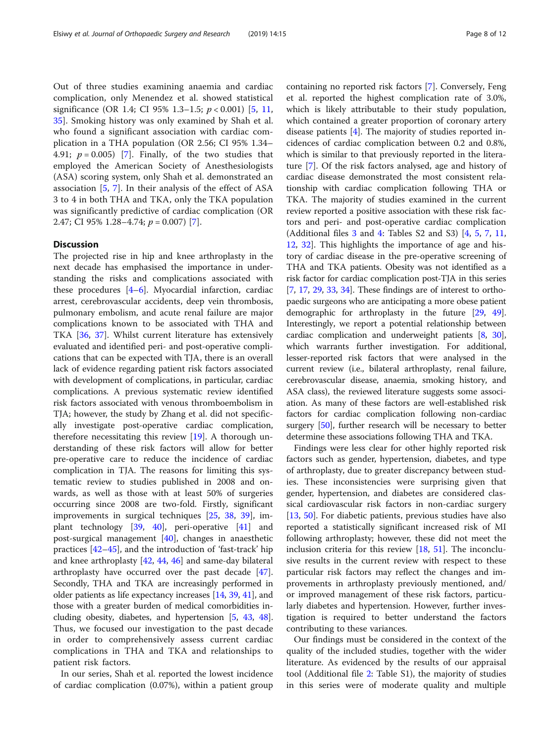Out of three studies examining anaemia and cardiac complication, only Menendez et al. showed statistical significance (OR 1.4; CI 95% 1.3–1.5; $p < 0.001$) [5, 11, 35]. Smoking history was only examined by Shah et al. who found a significant association with cardiac complication in a THA population (OR 2.56; CI 95% 1.34–4.91; $p = 0.005$) [7]. Finally, of the two studies that employed the American Society of Anesthesiologists (ASA) scoring system, only Shah et al. demonstrated an association [5, 7]. In their analysis of the effect of ASA 3 to 4 in both THA and TKA, only the TKA population was significantly predictive of cardiac complication (OR 2.47; CI 95% 1.28–4.74; $p = 0.007$) [7].

## Discussion

The projected rise in hip and knee arthroplasty in the next decade has emphasised the importance in understanding the risks and complications associated with these procedures [4–6]. Myocardial infarction, cardiac arrest, cerebrovascular accidents, deep vein thrombosis, pulmonary embolism, and acute renal failure are major complications known to be associated with THA and TKA [36, 37]. Whilst current literature has extensively evaluated and identified peri- and post-operative complications that can be expected with TJA, there is an overall lack of evidence regarding patient risk factors associated with development of complications, in particular, cardiac complications. A previous systematic review identified risk factors associated with venous thromboembolism in TJA; however, the study by Zhang et al. did not specifically investigate post-operative cardiac complication, therefore necessitating this review [19]. A thorough understanding of these risk factors will allow for better pre-operative care to reduce the incidence of cardiac complication in TJA. The reasons for limiting this systematic review to studies published in 2008 and onwards, as well as those with at least 50% of surgeries occurring since 2008 are two-fold. Firstly, significant improvements in surgical techniques [25, 38, 39], implant technology [39, 40], peri-operative [41] and post-surgical management [40], changes in anaesthetic practices [42–45], and the introduction of 'fast-track' hip and knee arthroplasty [42, 44, 46] and same-day bilateral arthroplasty have occurred over the past decade [47]. Secondly, THA and TKA are increasingly performed in older patients as life expectancy increases [14, 39, 41], and those with a greater burden of medical comorbidities including obesity, diabetes, and hypertension [5, 43, 48]. Thus, we focused our investigation to the past decade in order to comprehensively assess current cardiac complications in THA and TKA and relationships to patient risk factors.

In our series, Shah et al. reported the lowest incidence of cardiac complication (0.07%), within a patient group containing no reported risk factors [7]. Conversely, Feng et al. reported the highest complication rate of 3.0%, which is likely attributable to their study population, which contained a greater proportion of coronary artery disease patients [4]. The majority of studies reported incidences of cardiac complication between 0.2 and 0.8%, which is similar to that previously reported in the literature [7]. Of the risk factors analysed, age and history of cardiac disease demonstrated the most consistent relationship with cardiac complication following THA or TKA. The majority of studies examined in the current review reported a positive association with these risk factors and peri- and post-operative cardiac complication (Additional files 3 and 4: Tables S2 and S3) [4, 5, 7, 11, 12, 32]. This highlights the importance of age and history of cardiac disease in the pre-operative screening of THA and TKA patients. Obesity was not identified as a risk factor for cardiac complication post-TJA in this series [7, 17, 29, 33, 34]. These findings are of interest to orthopaedic surgeons who are anticipating a more obese patient demographic for arthroplasty in the future [29, 49]. Interestingly, we report a potential relationship between cardiac complication and underweight patients [8, 30], which warrants further investigation. For additional, lesser-reported risk factors that were analysed in the current review (i.e., bilateral arthroplasty, renal failure, cerebrovascular disease, anaemia, smoking history, and ASA class), the reviewed literature suggests some association. As many of these factors are well-established risk factors for cardiac complication following non-cardiac surgery [50], further research will be necessary to better determine these associations following THA and TKA.

Findings were less clear for other highly reported risk factors such as gender, hypertension, diabetes, and type of arthroplasty, due to greater discrepancy between studies. These inconsistencies were surprising given that gender, hypertension, and diabetes are considered classical cardiovascular risk factors in non-cardiac surgery [13, 50]. For diabetic patients, previous studies have also reported a statistically significant increased risk of MI following arthroplasty; however, these did not meet the inclusion criteria for this review [18, 51]. The inconclusive results in the current review with respect to these particular risk factors may reflect the changes and improvements in arthroplasty previously mentioned, and/or improved management of these risk factors, particularly diabetes and hypertension. However, further investigation is required to better understand the factors contributing to these variances.

Our findings must be considered in the context of the quality of the included studies, together with the wider literature. As evidenced by the results of our appraisal tool (Additional file 2: Table S1), the majority of studies in this series were of moderate quality and multiple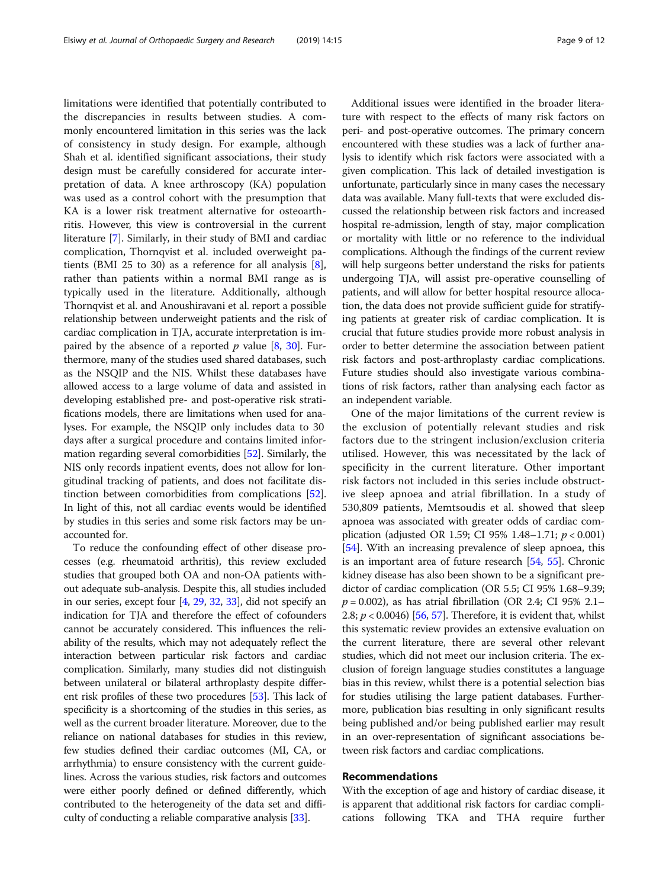limitations were identified that potentially contributed to the discrepancies in results between studies. A commonly encountered limitation in this series was the lack of consistency in study design. For example, although Shah et al. identified significant associations, their study design must be carefully considered for accurate interpretation of data. A knee arthroscopy (KA) population was used as a control cohort with the presumption that KA is a lower risk treatment alternative for osteoarthritis. However, this view is controversial in the current literature [7]. Similarly, in their study of BMI and cardiac complication, Thornqvist et al. included overweight patients (BMI 25 to 30) as a reference for all analysis [8], rather than patients within a normal BMI range as is typically used in the literature. Additionally, although Thornqvist et al. and Anoushiravani et al. report a possible relationship between underweight patients and the risk of cardiac complication in TJA, accurate interpretation is impaired by the absence of a reported $p$ value [8, 30]. Furthermore, many of the studies used shared databases, such as the NSQIP and the NIS. Whilst these databases have allowed access to a large volume of data and assisted in developing established pre- and post-operative risk stratifications models, there are limitations when used for analyses. For example, the NSQIP only includes data to 30 days after a surgical procedure and contains limited information regarding several comorbidities [52]. Similarly, the NIS only records inpatient events, does not allow for longitudinal tracking of patients, and does not facilitate distinction between comorbidities from complications [52]. In light of this, not all cardiac events would be identified by studies in this series and some risk factors may be unaccounted for.

To reduce the confounding effect of other disease processes (e.g. rheumatoid arthritis), this review excluded studies that grouped both OA and non-OA patients without adequate sub-analysis. Despite this, all studies included in our series, except four [4, 29, 32, 33], did not specify an indication for TJA and therefore the effect of cofounders cannot be accurately considered. This influences the reliability of the results, which may not adequately reflect the interaction between particular risk factors and cardiac complication. Similarly, many studies did not distinguish between unilateral or bilateral arthroplasty despite different risk profiles of these two procedures [53]. This lack of specificity is a shortcoming of the studies in this series, as well as the current broader literature. Moreover, due to the reliance on national databases for studies in this review, few studies defined their cardiac outcomes (MI, CA, or arrhythmia) to ensure consistency with the current guidelines. Across the various studies, risk factors and outcomes were either poorly defined or defined differently, which contributed to the heterogeneity of the data set and difficulty of conducting a reliable comparative analysis [33].

Additional issues were identified in the broader literature with respect to the effects of many risk factors on peri- and post-operative outcomes. The primary concern encountered with these studies was a lack of further analysis to identify which risk factors were associated with a given complication. This lack of detailed investigation is unfortunate, particularly since in many cases the necessary data was available. Many full-texts that were excluded discussed the relationship between risk factors and increased hospital re-admission, length of stay, major complication or mortality with little or no reference to the individual complications. Although the findings of the current review will help surgeons better understand the risks for patients undergoing TJA, will assist pre-operative counselling of patients, and will allow for better hospital resource allocation, the data does not provide sufficient guide for stratifying patients at greater risk of cardiac complication. It is crucial that future studies provide more robust analysis in order to better determine the association between patient risk factors and post-arthroplasty cardiac complications. Future studies should also investigate various combinations of risk factors, rather than analysing each factor as an independent variable.

One of the major limitations of the current review is the exclusion of potentially relevant studies and risk factors due to the stringent inclusion/exclusion criteria utilised. However, this was necessitated by the lack of specificity in the current literature. Other important risk factors not included in this series include obstructive sleep apnoea and atrial fibrillation. In a study of 530,809 patients, Memtsoudis et al. showed that sleep apnoea was associated with greater odds of cardiac complication (adjusted OR 1.59; CI 95% 1.48–1.71; $p < 0.001$) [54]. With an increasing prevalence of sleep apnoea, this is an important area of future research [54, 55]. Chronic kidney disease has also been shown to be a significant predictor of cardiac complication (OR 5.5; CI 95% 1.68–9.39; $p = 0.002$), as has atrial fibrillation (OR 2.4; CI 95% 2.1–2.8; $p < 0.0046$) [56, 57]. Therefore, it is evident that, whilst this systematic review provides an extensive evaluation on the current literature, there are several other relevant studies, which did not meet our inclusion criteria. The exclusion of foreign language studies constitutes a language bias in this review, whilst there is a potential selection bias for studies utilising the large patient databases. Furthermore, publication bias resulting in only significant results being published and/or being published earlier may result in an over-representation of significant associations between risk factors and cardiac complications.

## Recommendations

With the exception of age and history of cardiac disease, it is apparent that additional risk factors for cardiac complications following TKA and THA require further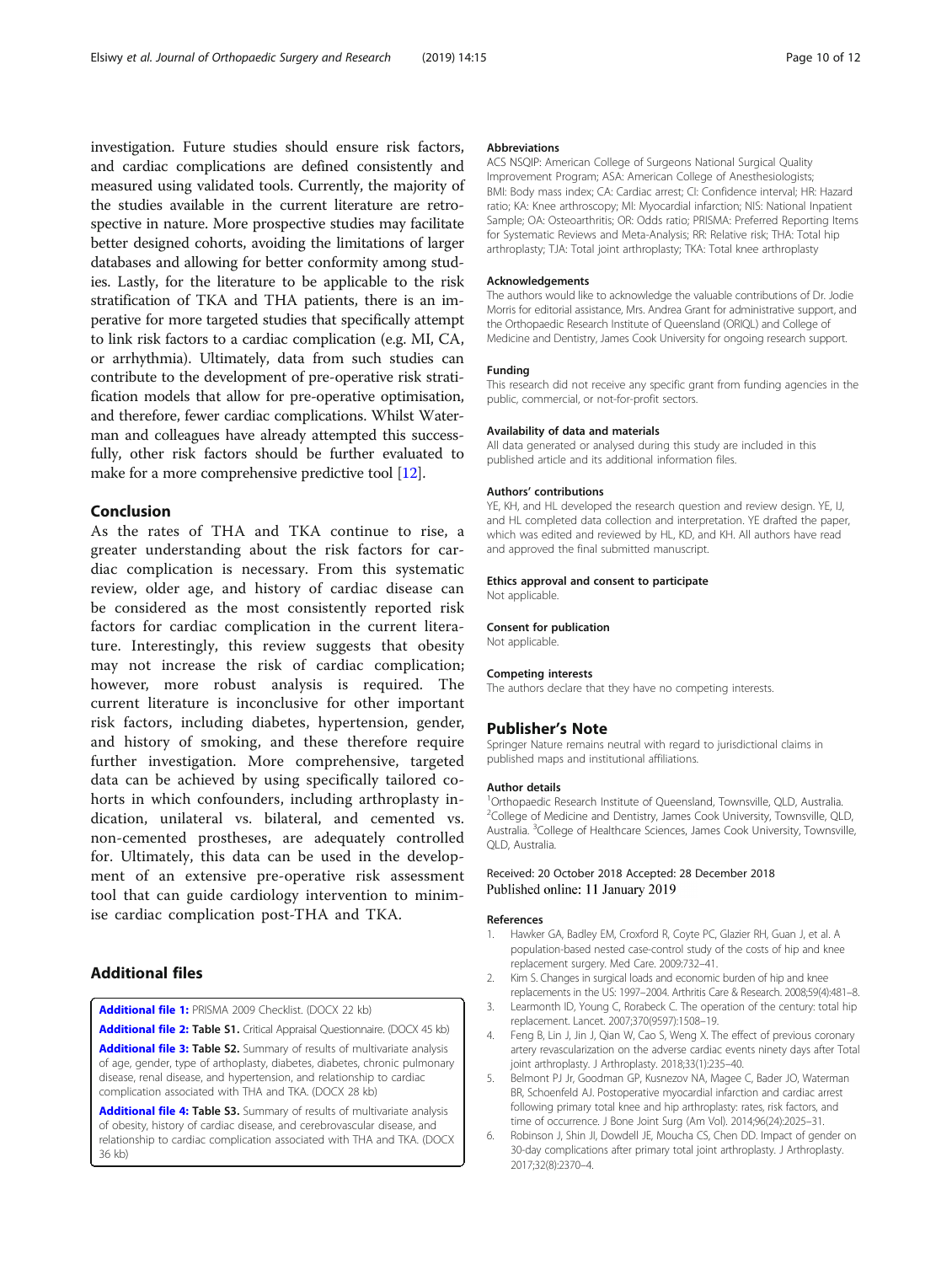investigation. Future studies should ensure risk factors, and cardiac complications are defined consistently and measured using validated tools. Currently, the majority of the studies available in the current literature are retrospective in nature. More prospective studies may facilitate better designed cohorts, avoiding the limitations of larger databases and allowing for better conformity among studies. Lastly, for the literature to be applicable to the risk stratification of TKA and THA patients, there is an imperative for more targeted studies that specifically attempt to link risk factors to a cardiac complication (e.g. MI, CA, or arrhythmia). Ultimately, data from such studies can contribute to the development of pre-operative risk stratification models that allow for pre-operative optimisation, and therefore, fewer cardiac complications. Whilst Waterman and colleagues have already attempted this successfully, other risk factors should be further evaluated to make for a more comprehensive predictive tool [12].

## Conclusion

As the rates of THA and TKA continue to rise, a greater understanding about the risk factors for cardiac complication is necessary. From this systematic review, older age, and history of cardiac disease can be considered as the most consistently reported risk factors for cardiac complication in the current literature. Interestingly, this review suggests that obesity may not increase the risk of cardiac complication; however, more robust analysis is required. The current literature is inconclusive for other important risk factors, including diabetes, hypertension, gender, and history of smoking, and these therefore require further investigation. More comprehensive, targeted data can be achieved by using specifically tailored cohorts in which confounders, including arthroplasty indication, unilateral vs. bilateral, and cemented vs. non-cemented prostheses, are adequately controlled for. Ultimately, this data can be used in the development of an extensive pre-operative risk assessment tool that can guide cardiology intervention to minimise cardiac complication post-THA and TKA.

## Additional files

**Additional file 1:** PRISMA 2009 Checklist. (DOCX 22 kb)

**Additional file 2: Table S1.** Critical Appraisal Questionnaire. (DOCX 45 kb)

**Additional file 3: Table S2.** Summary of results of multivariate analysis of age, gender, type of arthoplasty, diabetes, diabetes, chronic pulmonary disease, renal disease, and hypertension, and relationship to cardiac complication associated with THA and TKA. (DOCX 28 kb)

**Additional file 4: Table S3.** Summary of results of multivariate analysis of obesity, history of cardiac disease, and cerebrovascular disease, and relationship to cardiac complication associated with THA and TKA. (DOCX 36 kb)

#### Abbreviations

ACS NSQIP: American College of Surgeons National Surgical Quality Improvement Program; ASA: American College of Anesthesiologists; BMI: Body mass index; CA: Cardiac arrest; CI: Confidence interval; HR: Hazard ratio; KA: Knee arthroscopy; MI: Myocardial infarction; NIS: National Inpatient Sample; OA: Osteoarthritis; OR: Odds ratio; PRISMA: Preferred Reporting Items for Systematic Reviews and Meta-Analysis; RR: Relative risk; THA: Total hip arthroplasty; TJA: Total joint arthroplasty; TKA: Total knee arthroplasty

#### Acknowledgements

The authors would like to acknowledge the valuable contributions of Dr. Jodie Morris for editorial assistance, Mrs. Andrea Grant for administrative support, and the Orthopaedic Research Institute of Queensland (ORIQL) and College of Medicine and Dentistry, James Cook University for ongoing research support.

#### Funding

This research did not receive any specific grant from funding agencies in the public, commercial, or not-for-profit sectors.

#### Availability of data and materials

All data generated or analysed during this study are included in this published article and its additional information files.

#### Authors' contributions

YE, KH, and HL developed the research question and review design. YE, IJ, and HL completed data collection and interpretation. YE drafted the paper, which was edited and reviewed by HL, KD, and KH. All authors have read and approved the final submitted manuscript.

#### Ethics approval and consent to participate

Not applicable.

#### Consent for publication

Not applicable.

#### Competing interests

The authors declare that they have no competing interests.

## Publisher's Note

Springer Nature remains neutral with regard to jurisdictional claims in published maps and institutional affiliations.

#### Author details

[1]Orthopaedic Research Institute of Queensland, Townsville, QLD, Australia. [2]College of Medicine and Dentistry, James Cook University, Townsville, QLD, Australia. [3]College of Healthcare Sciences, James Cook University, Townsville, QLD, Australia.

Received: 20 October 2018 Accepted: 28 December 2018
Published online: 11 January 2019

#### References

1. Hawker GA, Badley EM, Croxford R, Coyte PC, Glazier RH, Guan J, et al. A population-based nested case-control study of the costs of hip and knee replacement surgery. Med Care. 2009:732–41.
2. Kim S. Changes in surgical loads and economic burden of hip and knee replacements in the US: 1997–2004. Arthritis Care & Research. 2008;59(4):481–8.
3. Learmonth ID, Young C, Rorabeck C. The operation of the century: total hip replacement. Lancet. 2007;370(9597):1508–19.
4. Feng B, Lin J, Jin J, Qian W, Cao S, Weng X. The effect of previous coronary artery revascularization on the adverse cardiac events ninety days after Total joint arthroplasty. J Arthroplasty. 2018;33(1):235–40.
5. Belmont PJ Jr, Goodman GP, Kusnezov NA, Magee C, Bader JO, Waterman BR, Schoenfeld AJ. Postoperative myocardial infarction and cardiac arrest following primary total knee and hip arthroplasty: rates, risk factors, and time of occurrence. J Bone Joint Surg (Am Vol). 2014;96(24):2025–31.
6. Robinson J, Shin JI, Dowdell JE, Moucha CS, Chen DD. Impact of gender on 30-day complications after primary total joint arthroplasty. J Arthroplasty. 2017;32(8):2370–4.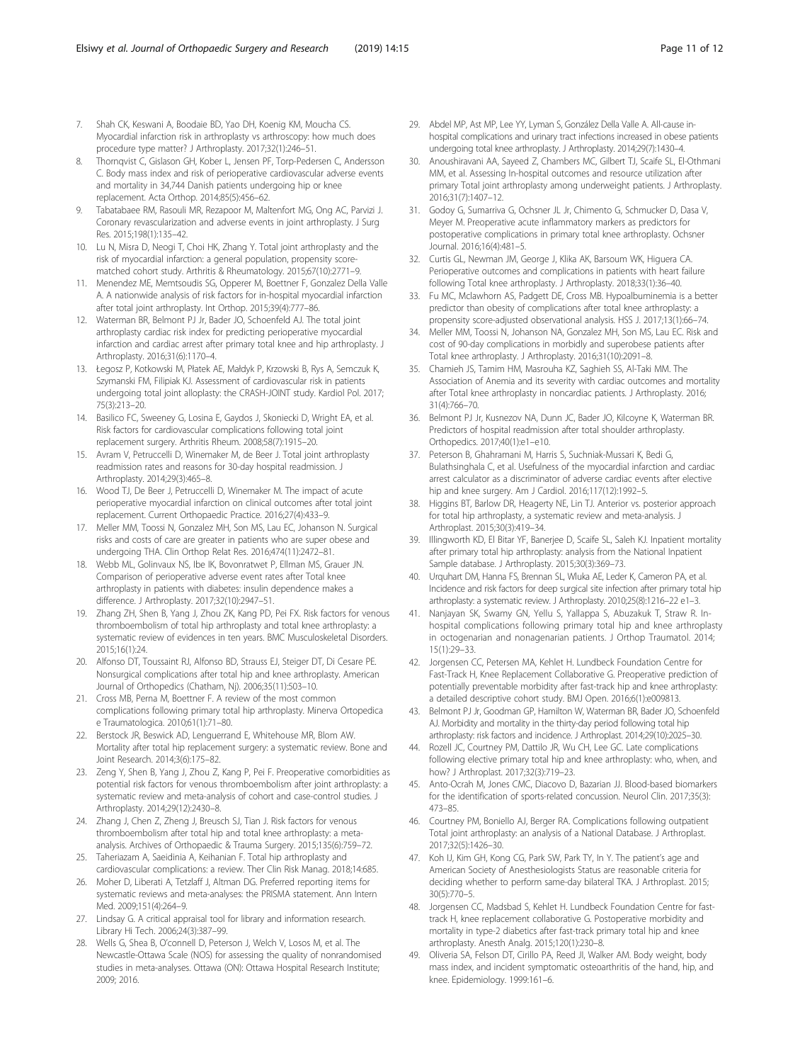7. Shah CK, Keswani A, Boodaie BD, Yao DH, Koenig KM, Moucha CS. Myocardial infarction risk in arthroplasty vs arthroscopy: how much does procedure type matter? J Arthroplasty. 2017;32(1):246–51.
8. Thornqvist C, Gislason GH, Kober L, Jensen PF, Torp-Pedersen C, Andersson C. Body mass index and risk of perioperative cardiovascular adverse events and mortality in 34,744 Danish patients undergoing hip or knee replacement. Acta Orthop. 2014;85(5):456–62.
9. Tabatabaee RM, Rasouli MR, Rezapoor M, Maltenfort MG, Ong AC, Parvizi J. Coronary revascularization and adverse events in joint arthroplasty. J Surg Res. 2015;198(1):135–42.
10. Lu N, Misra D, Neogi T, Choi HK, Zhang Y. Total joint arthroplasty and the risk of myocardial infarction: a general population, propensity score-matched cohort study. Arthritis & Rheumatology. 2015;67(10):2771–9.
11. Menendez ME, Memtsoudis SG, Opperer M, Boettner F, Gonzalez Della Valle A. A nationwide analysis of risk factors for in-hospital myocardial infarction after total joint arthroplasty. Int Orthop. 2015;39(4):777–86.
12. Waterman BR, Belmont PJ Jr, Bader JO, Schoenfeld AJ. The total joint arthroplasty cardiac risk index for predicting perioperative myocardial infarction and cardiac arrest after primary total knee and hip arthroplasty. J Arthroplasty. 2016;31(6):1170–4.
13. Łegosz P, Kotkowski M, Płatek AE, Małdyk P, Krzowski B, Rys A, Semczuk K, Szymanski FM, Filipiak KJ. Assessment of cardiovascular risk in patients undergoing total joint alloplasty: the CRASH-JOINT study. Kardiol Pol. 2017;75(3):213–20.
14. Basilico FC, Sweeney G, Losina E, Gaydos J, Skoniecki D, Wright EA, et al. Risk factors for cardiovascular complications following total joint replacement surgery. Arthritis Rheum. 2008;58(7):1915–20.
15. Avram V, Petruccelli D, Winemaker M, de Beer J. Total joint arthroplasty readmission rates and reasons for 30-day hospital readmission. J Arthroplasty. 2014;29(3):465–8.
16. Wood TJ, De Beer J, Petruccelli D, Winemaker M. The impact of acute perioperative myocardial infarction on clinical outcomes after total joint replacement. Current Orthopaedic Practice. 2016;27(4):433–9.
17. Meller MM, Toossi N, Gonzalez MH, Son MS, Lau EC, Johanson N. Surgical risks and costs of care are greater in patients who are super obese and undergoing THA. Clin Orthop Relat Res. 2016;474(11):2472–81.
18. Webb ML, Golinvaux NS, Ibe IK, Bovonratwet P, Ellman MS, Grauer JN. Comparison of perioperative adverse event rates after Total knee arthroplasty in patients with diabetes: insulin dependence makes a difference. J Arthroplasty. 2017;32(10):2947–51.
19. Zhang ZH, Shen B, Yang J, Zhou ZK, Kang PD, Pei FX. Risk factors for venous thromboembolism of total hip arthroplasty and total knee arthroplasty: a systematic review of evidences in ten years. BMC Musculoskeletal Disorders. 2015;16(1):24.
20. Alfonso DT, Toussaint RJ, Alfonso BD, Strauss EJ, Steiger DT, Di Cesare PE. Nonsurgical complications after total hip and knee arthroplasty. American Journal of Orthopedics (Chatham, Nj). 2006;35(11):503–10.
21. Cross MB, Perna M, Boettner F. A review of the most common complications following primary total hip arthroplasty. Minerva Ortopedica e Traumatologica. 2010;61(1):71–80.
22. Berstock JR, Beswick AD, Lenguerrand E, Whitehouse MR, Blom AW. Mortality after total hip replacement surgery: a systematic review. Bone and Joint Research. 2014;3(6):175–82.
23. Zeng Y, Shen B, Yang J, Zhou Z, Kang P, Pei F. Preoperative comorbidities as potential risk factors for venous thromboembolism after joint arthroplasty: a systematic review and meta-analysis of cohort and case-control studies. J Arthroplasty. 2014;29(12):2430–8.
24. Zhang J, Chen Z, Zheng J, Breusch SJ, Tian J. Risk factors for venous thromboembolism after total hip and total knee arthroplasty: a meta-analysis. Archives of Orthopaedic & Trauma Surgery. 2015;135(6):759–72.
25. Taheriazam A, Saeidinia A, Keihanian F. Total hip arthroplasty and cardiovascular complications: a review. Ther Clin Risk Manag. 2018;14:685.
26. Moher D, Liberati A, Tetzlaff J, Altman DG. Preferred reporting items for systematic reviews and meta-analyses: the PRISMA statement. Ann Intern Med. 2009;151(4):264–9.
27. Lindsay G. A critical appraisal tool for library and information research. Library Hi Tech. 2006;24(3):387–99.
28. Wells G, Shea B, O'connell D, Peterson J, Welch V, Losos M, et al. The Newcastle-Ottawa Scale (NOS) for assessing the quality of nonrandomised studies in meta-analyses. Ottawa (ON): Ottawa Hospital Research Institute; 2009; 2016.
29. Abdel MP, Ast MP, Lee YY, Lyman S, González Della Valle A. All-cause in-hospital complications and urinary tract infections increased in obese patients undergoing total knee arthroplasty. J Arthroplasty. 2014;29(7):1430–4.
30. Anoushiravani AA, Sayeed Z, Chambers MC, Gilbert TJ, Scaife SL, El-Othmani MM, et al. Assessing In-hospital outcomes and resource utilization after primary Total joint arthroplasty among underweight patients. J Arthroplasty. 2016;31(7):1407–12.
31. Godoy G, Sumarriva G, Ochsner JL Jr, Chimento G, Schmucker D, Dasa V, Meyer M. Preoperative acute inflammatory markers as predictors for postoperative complications in primary total knee arthroplasty. Ochsner Journal. 2016;16(4):481–5.
32. Curtis GL, Newman JM, George J, Klika AK, Barsoum WK, Higuera CA. Perioperative outcomes and complications in patients with heart failure following Total knee arthroplasty. J Arthroplasty. 2018;33(1):36–40.
33. Fu MC, Mclawhorn AS, Padgett DE, Cross MB. Hypoalbuminemia is a better predictor than obesity of complications after total knee arthroplasty: a propensity score-adjusted observational analysis. HSS J. 2017;13(1):66–74.
34. Meller MM, Toossi N, Johanson NA, Gonzalez MH, Son MS, Lau EC. Risk and cost of 90-day complications in morbidly and superobese patients after Total knee arthroplasty. J Arthroplasty. 2016;31(10):2091–8.
35. Chamieh JS, Tamim HM, Masrouha KZ, Saghieh SS, Al-Taki MM. The Association of Anemia and its severity with cardiac outcomes and mortality after Total knee arthroplasty in noncardiac patients. J Arthroplasty. 2016;31(4):766–70.
36. Belmont PJ Jr, Kusnezov NA, Dunn JC, Bader JO, Kilcoyne K, Waterman BR. Predictors of hospital readmission after total shoulder arthroplasty. Orthopedics. 2017;40(1):e1–e10.
37. Peterson B, Ghahramani M, Harris S, Suchniak-Mussari K, Bedi G, Bulathsinghala C, et al. Usefulness of the myocardial infarction and cardiac arrest calculator as a discriminator of adverse cardiac events after elective hip and knee surgery. Am J Cardiol. 2016;117(12):1992–5.
38. Higgins BT, Barlow DR, Heagerty NE, Lin TJ. Anterior vs. posterior approach for total hip arthroplasty, a systematic review and meta-analysis. J Arthroplast. 2015;30(3):419–34.
39. Illingworth KD, El Bitar YF, Banerjee D, Scaife SL, Saleh KJ. Inpatient mortality after primary total hip arthroplasty: analysis from the National Inpatient Sample database. J Arthroplasty. 2015;30(3):369–73.
40. Urquhart DM, Hanna FS, Brennan SL, Wluka AE, Leder K, Cameron PA, et al. Incidence and risk factors for deep surgical site infection after primary total hip arthroplasty: a systematic review. J Arthroplasty. 2010;25(8):1216–22 e1–3.
41. Nanjayan SK, Swamy GN, Yellu S, Yallappa S, Abuzakuk T, Straw R. In-hospital complications following primary total hip and knee arthroplasty in octogenarian and nonagenarian patients. J Orthop Traumatol. 2014;15(1):29–33.
42. Jorgensen CC, Petersen MA, Kehlet H. Lundbeck Foundation Centre for Fast-Track H, Knee Replacement Collaborative G. Preoperative prediction of potentially preventable morbidity after fast-track hip and knee arthroplasty: a detailed descriptive cohort study. BMJ Open. 2016;6(1):e009813.
43. Belmont PJ Jr, Goodman GP, Hamilton W, Waterman BR, Bader JO, Schoenfeld AJ. Morbidity and mortality in the thirty-day period following total hip arthroplasty: risk factors and incidence. J Arthroplast. 2014;29(10):2025–30.
44. Rozell JC, Courtney PM, Dattilo JR, Wu CH, Lee GC. Late complications following elective primary total hip and knee arthroplasty: who, when, and how? J Arthroplast. 2017;32(3):719–23.
45. Anto-Ocrah M, Jones CMC, Diacovo D, Bazarian JJ. Blood-based biomarkers for the identification of sports-related concussion. Neurol Clin. 2017;35(3):473–85.
46. Courtney PM, Boniello AJ, Berger RA. Complications following outpatient Total joint arthroplasty: an analysis of a National Database. J Arthroplast. 2017;32(5):1426–30.
47. Koh IJ, Kim GH, Kong CG, Park SW, Park TY, In Y. The patient's age and American Society of Anesthesiologists Status are reasonable criteria for deciding whether to perform same-day bilateral TKA. J Arthroplast. 2015;30(5):770–5.
48. Jorgensen CC, Madsbad S, Kehlet H. Lundbeck Foundation Centre for fast-track H, knee replacement collaborative G. Postoperative morbidity and mortality in type-2 diabetics after fast-track primary total hip and knee arthroplasty. Anesth Analg. 2015;120(1):230–8.
49. Oliveria SA, Felson DT, Cirillo PA, Reed JI, Walker AM. Body weight, body mass index, and incident symptomatic osteoarthritis of the hand, hip, and knee. Epidemiology. 1999:161–6.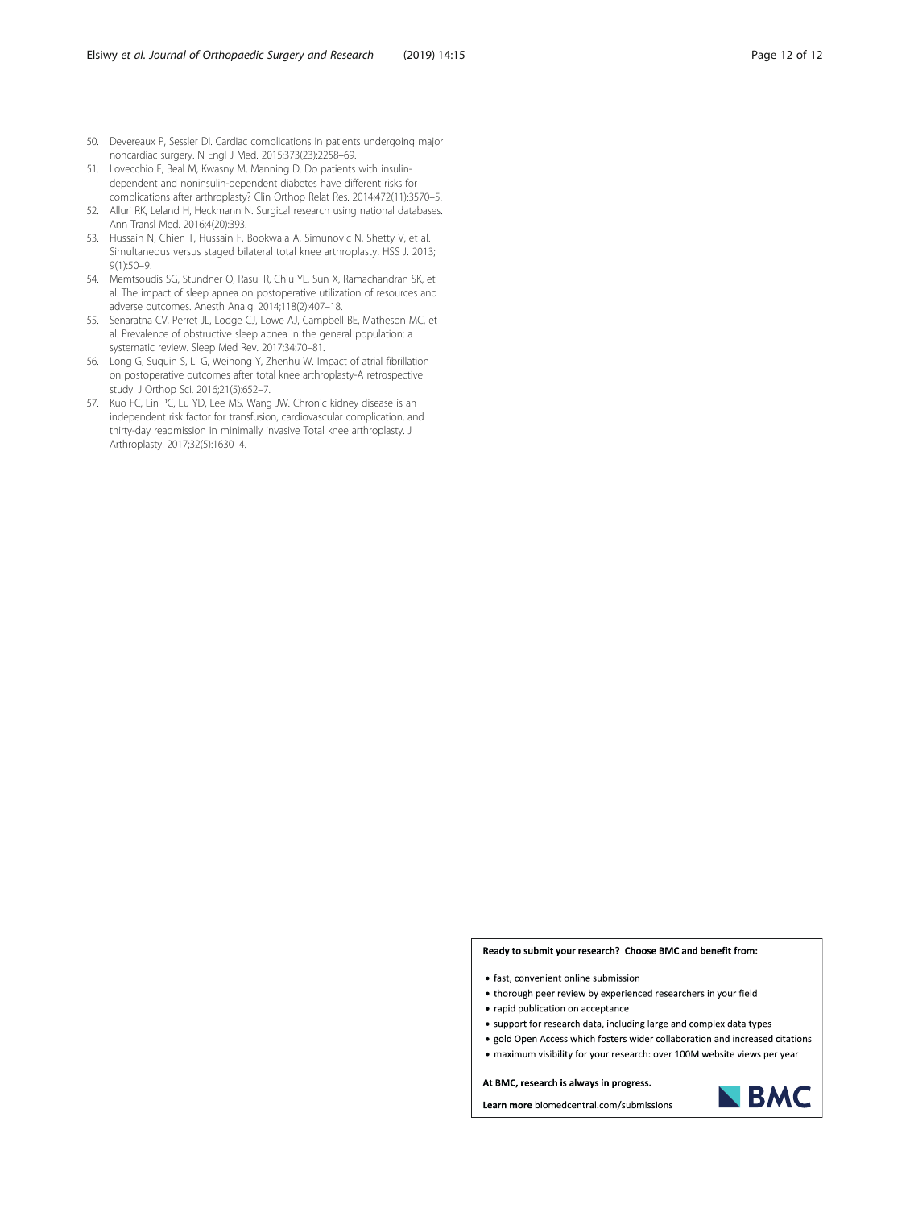50. Devereaux P, Sessler DI. Cardiac complications in patients undergoing major noncardiac surgery. N Engl J Med. 2015;373(23):2258–69.
51. Lovecchio F, Beal M, Kwasny M, Manning D. Do patients with insulin-dependent and noninsulin-dependent diabetes have different risks for complications after arthroplasty? Clin Orthop Relat Res. 2014;472(11):3570–5.
52. Alluri RK, Leland H, Heckmann N. Surgical research using national databases. Ann Transl Med. 2016;4(20):393.
53. Hussain N, Chien T, Hussain F, Bookwala A, Simunovic N, Shetty V, et al. Simultaneous versus staged bilateral total knee arthroplasty. HSS J. 2013; 9(1):50–9.
54. Memtsoudis SG, Stundner O, Rasul R, Chiu YL, Sun X, Ramachandran SK, et al. The impact of sleep apnea on postoperative utilization of resources and adverse outcomes. Anesth Analg. 2014;118(2):407–18.
55. Senaratna CV, Perret JL, Lodge CJ, Lowe AJ, Campbell BE, Matheson MC, et al. Prevalence of obstructive sleep apnea in the general population: a systematic review. Sleep Med Rev. 2017;34:70–81.
56. Long G, Suquin S, Li G, Weihong Y, Zhenhu W. Impact of atrial fibrillation on postoperative outcomes after total knee arthroplasty-A retrospective study. J Orthop Sci. 2016;21(5):652–7.
57. Kuo FC, Lin PC, Lu YD, Lee MS, Wang JW. Chronic kidney disease is an independent risk factor for transfusion, cardiovascular complication, and thirty-day readmission in minimally invasive Total knee arthroplasty. J Arthroplasty. 2017;32(5):1630–4.

**Ready to submit your research? Choose BMC and benefit from:**

- fast, convenient online submission
- thorough peer review by experienced researchers in your field
- rapid publication on acceptance
- support for research data, including large and complex data types
- gold Open Access which fosters wider collaboration and increased citations
- maximum visibility for your research: over 100M website views per year

**At BMC, research is always in progress.**

**Learn more** biomedcentral.com/submissions

BMC